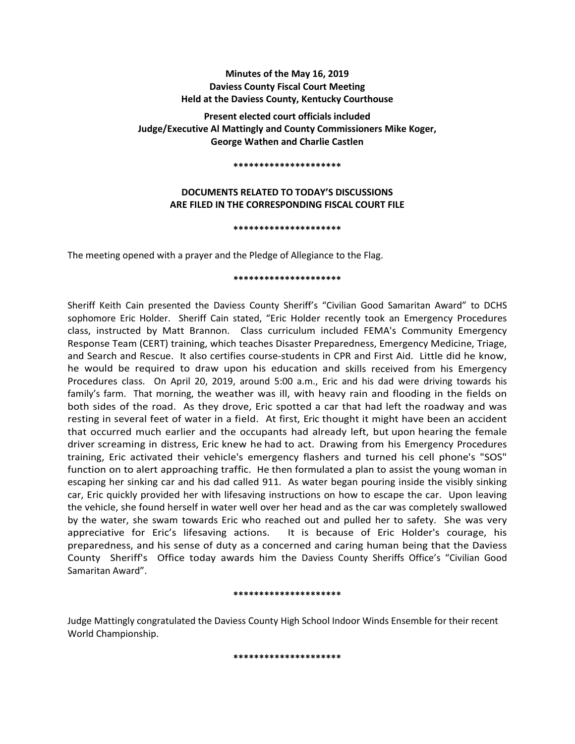**Minutes of the May 16, 2019**
**Daviess County Fiscal Court Meeting**
**Held at the Daviess County, Kentucky Courthouse**

**Present elected court officials included**
**Judge/Executive Al Mattingly and County Commissioners Mike Koger, George Wathen and Charlie Castlen**

*********************

**DOCUMENTS RELATED TO TODAY'S DISCUSSIONS ARE FILED IN THE CORRESPONDING FISCAL COURT FILE**

*********************

The meeting opened with a prayer and the Pledge of Allegiance to the Flag.

*********************

Sheriff Keith Cain presented the Daviess County Sheriff's "Civilian Good Samaritan Award" to DCHS sophomore Eric Holder. Sheriff Cain stated, "Eric Holder recently took an Emergency Procedures class, instructed by Matt Brannon. Class curriculum included FEMA's Community Emergency Response Team (CERT) training, which teaches Disaster Preparedness, Emergency Medicine, Triage, and Search and Rescue. It also certifies course-students in CPR and First Aid. Little did he know, he would be required to draw upon his education and skills received from his Emergency Procedures class. On April 20, 2019, around 5:00 a.m., Eric and his dad were driving towards his family's farm. That morning, the weather was ill, with heavy rain and flooding in the fields on both sides of the road. As they drove, Eric spotted a car that had left the roadway and was resting in several feet of water in a field. At first, Eric thought it might have been an accident that occurred much earlier and the occupants had already left, but upon hearing the female driver screaming in distress, Eric knew he had to act. Drawing from his Emergency Procedures training, Eric activated their vehicle's emergency flashers and turned his cell phone's "SOS" function on to alert approaching traffic. He then formulated a plan to assist the young woman in escaping her sinking car and his dad called 911. As water began pouring inside the visibly sinking car, Eric quickly provided her with lifesaving instructions on how to escape the car. Upon leaving the vehicle, she found herself in water well over her head and as the car was completely swallowed by the water, she swam towards Eric who reached out and pulled her to safety. She was very appreciative for Eric's lifesaving actions. It is because of Eric Holder's courage, his preparedness, and his sense of duty as a concerned and caring human being that the Daviess County Sheriff's Office today awards him the Daviess County Sheriffs Office's "Civilian Good Samaritan Award".

*********************

Judge Mattingly congratulated the Daviess County High School Indoor Winds Ensemble for their recent World Championship.

*********************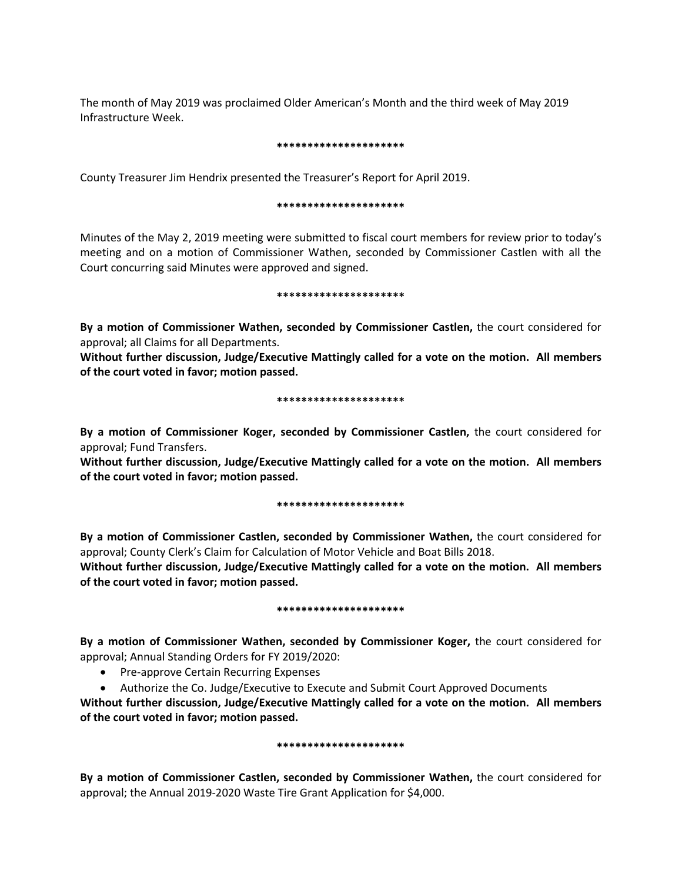The month of May 2019 was proclaimed Older American's Month and the third week of May 2019 Infrastructure Week.

*********************

County Treasurer Jim Hendrix presented the Treasurer's Report for April 2019.

*********************

Minutes of the May 2, 2019 meeting were submitted to fiscal court members for review prior to today's meeting and on a motion of Commissioner Wathen, seconded by Commissioner Castlen with all the Court concurring said Minutes were approved and signed.

*********************

**By a motion of Commissioner Wathen, seconded by Commissioner Castlen,** the court considered for approval; all Claims for all Departments.

**Without further discussion, Judge/Executive Mattingly called for a vote on the motion. All members of the court voted in favor; motion passed.**

*********************

**By a motion of Commissioner Koger, seconded by Commissioner Castlen,** the court considered for approval; Fund Transfers.

**Without further discussion, Judge/Executive Mattingly called for a vote on the motion. All members of the court voted in favor; motion passed.**

*********************

**By a motion of Commissioner Castlen, seconded by Commissioner Wathen,** the court considered for approval; County Clerk's Claim for Calculation of Motor Vehicle and Boat Bills 2018.

**Without further discussion, Judge/Executive Mattingly called for a vote on the motion. All members of the court voted in favor; motion passed.**

*********************

**By a motion of Commissioner Wathen, seconded by Commissioner Koger,** the court considered for approval; Annual Standing Orders for FY 2019/2020:

- Pre-approve Certain Recurring Expenses
- Authorize the Co. Judge/Executive to Execute and Submit Court Approved Documents

**Without further discussion, Judge/Executive Mattingly called for a vote on the motion. All members of the court voted in favor; motion passed.**

*********************

**By a motion of Commissioner Castlen, seconded by Commissioner Wathen,** the court considered for approval; the Annual 2019-2020 Waste Tire Grant Application for $4,000.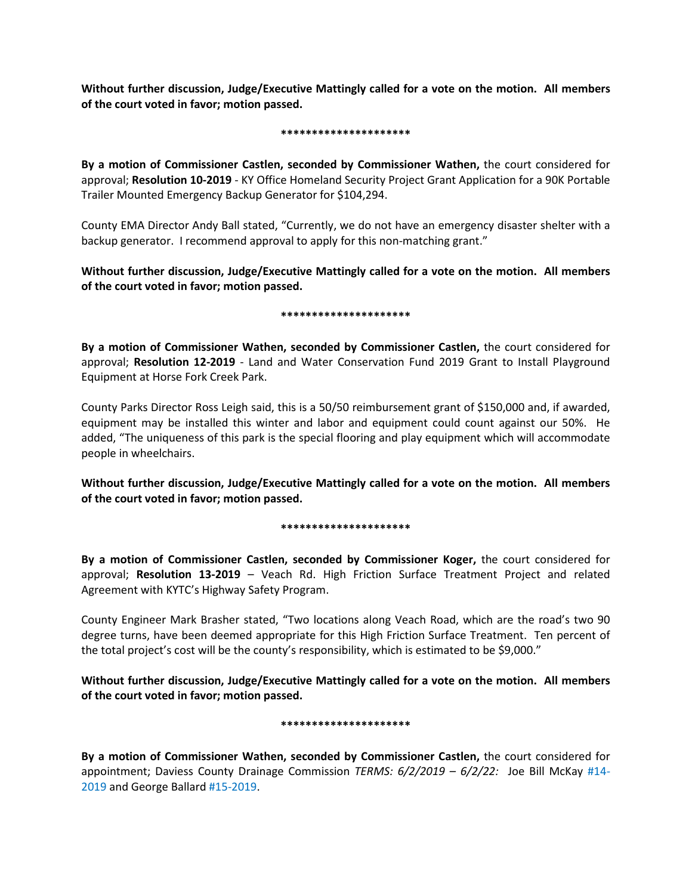**Without further discussion, Judge/Executive Mattingly called for a vote on the motion. All members of the court voted in favor; motion passed.**

**********************

**By a motion of Commissioner Castlen, seconded by Commissioner Wathen,** the court considered for approval; **Resolution 10-2019** - KY Office Homeland Security Project Grant Application for a 90K Portable Trailer Mounted Emergency Backup Generator for $104,294.

County EMA Director Andy Ball stated, "Currently, we do not have an emergency disaster shelter with a backup generator. I recommend approval to apply for this non-matching grant."

**Without further discussion, Judge/Executive Mattingly called for a vote on the motion. All members of the court voted in favor; motion passed.**

**********************

**By a motion of Commissioner Wathen, seconded by Commissioner Castlen,** the court considered for approval; **Resolution 12-2019** - Land and Water Conservation Fund 2019 Grant to Install Playground Equipment at Horse Fork Creek Park.

County Parks Director Ross Leigh said, this is a 50/50 reimbursement grant of $150,000 and, if awarded, equipment may be installed this winter and labor and equipment could count against our 50%. He added, "The uniqueness of this park is the special flooring and play equipment which will accommodate people in wheelchairs.

**Without further discussion, Judge/Executive Mattingly called for a vote on the motion. All members of the court voted in favor; motion passed.**

**********************

**By a motion of Commissioner Castlen, seconded by Commissioner Koger,** the court considered for approval; **Resolution 13-2019** – Veach Rd. High Friction Surface Treatment Project and related Agreement with KYTC's Highway Safety Program.

County Engineer Mark Brasher stated, "Two locations along Veach Road, which are the road's two 90 degree turns, have been deemed appropriate for this High Friction Surface Treatment. Ten percent of the total project's cost will be the county's responsibility, which is estimated to be $9,000."

**Without further discussion, Judge/Executive Mattingly called for a vote on the motion. All members of the court voted in favor; motion passed.**

**********************

**By a motion of Commissioner Wathen, seconded by Commissioner Castlen,** the court considered for appointment; Daviess County Drainage Commission *TERMS: 6/2/2019 – 6/2/22:* Joe Bill McKay #14-2019 and George Ballard #15-2019.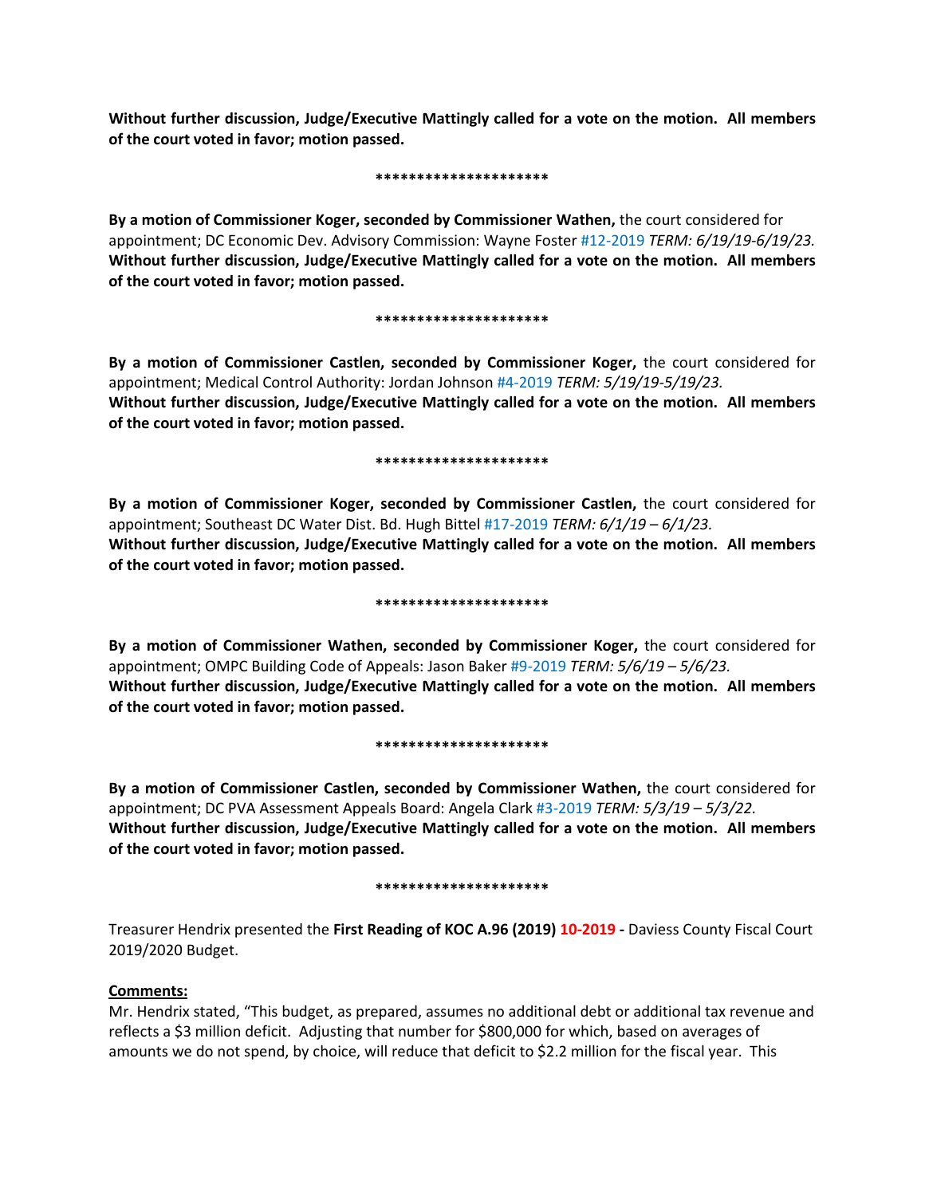**Without further discussion, Judge/Executive Mattingly called for a vote on the motion. All members of the court voted in favor; motion passed.**

*********************

**By a motion of Commissioner Koger, seconded by Commissioner Wathen,** the court considered for appointment; DC Economic Dev. Advisory Commission: Wayne Foster #12-2019 *TERM: 6/19/19-6/19/23.* **Without further discussion, Judge/Executive Mattingly called for a vote on the motion. All members of the court voted in favor; motion passed.**

*********************

**By a motion of Commissioner Castlen, seconded by Commissioner Koger,** the court considered for appointment; Medical Control Authority: Jordan Johnson #4-2019 *TERM: 5/19/19-5/19/23.* **Without further discussion, Judge/Executive Mattingly called for a vote on the motion. All members of the court voted in favor; motion passed.**

*********************

**By a motion of Commissioner Koger, seconded by Commissioner Castlen,** the court considered for appointment; Southeast DC Water Dist. Bd. Hugh Bittel #17-2019 *TERM: 6/1/19 – 6/1/23.* **Without further discussion, Judge/Executive Mattingly called for a vote on the motion. All members of the court voted in favor; motion passed.**

*********************

**By a motion of Commissioner Wathen, seconded by Commissioner Koger,** the court considered for appointment; OMPC Building Code of Appeals: Jason Baker #9-2019 *TERM: 5/6/19 – 5/6/23.* **Without further discussion, Judge/Executive Mattingly called for a vote on the motion. All members of the court voted in favor; motion passed.**

*********************

**By a motion of Commissioner Castlen, seconded by Commissioner Wathen,** the court considered for appointment; DC PVA Assessment Appeals Board: Angela Clark #3-2019 *TERM: 5/3/19 – 5/3/22.* **Without further discussion, Judge/Executive Mattingly called for a vote on the motion. All members of the court voted in favor; motion passed.**

*********************

Treasurer Hendrix presented the **First Reading of KOC A.96 (2019) 10-2019 -** Daviess County Fiscal Court 2019/2020 Budget.

**Comments:**

Mr. Hendrix stated, "This budget, as prepared, assumes no additional debt or additional tax revenue and reflects a $3 million deficit. Adjusting that number for $800,000 for which, based on averages of amounts we do not spend, by choice, will reduce that deficit to $2.2 million for the fiscal year. This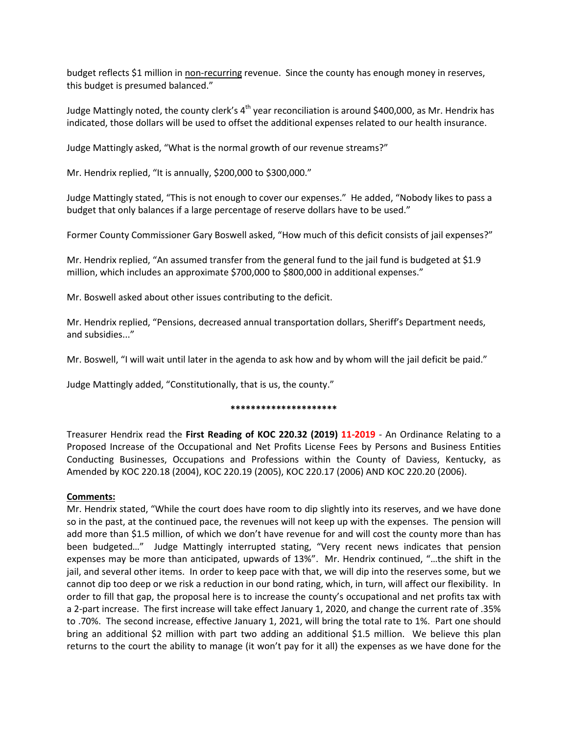budget reflects $1 million in <u>non-recurring</u> revenue. Since the county has enough money in reserves, this budget is presumed balanced."

Judge Mattingly noted, the county clerk's 4th year reconciliation is around $400,000, as Mr. Hendrix has indicated, those dollars will be used to offset the additional expenses related to our health insurance.

Judge Mattingly asked, "What is the normal growth of our revenue streams?"

Mr. Hendrix replied, "It is annually, $200,000 to $300,000."

Judge Mattingly stated, "This is not enough to cover our expenses." He added, "Nobody likes to pass a budget that only balances if a large percentage of reserve dollars have to be used."

Former County Commissioner Gary Boswell asked, "How much of this deficit consists of jail expenses?"

Mr. Hendrix replied, "An assumed transfer from the general fund to the jail fund is budgeted at $1.9 million, which includes an approximate $700,000 to $800,000 in additional expenses."

Mr. Boswell asked about other issues contributing to the deficit.

Mr. Hendrix replied, "Pensions, decreased annual transportation dollars, Sheriff's Department needs, and subsidies..."

Mr. Boswell, "I will wait until later in the agenda to ask how and by whom will the jail deficit be paid."

Judge Mattingly added, "Constitutionally, that is us, the county."

*********************

Treasurer Hendrix read the **First Reading of KOC 220.32 (2019) 11-2019** - An Ordinance Relating to a Proposed Increase of the Occupational and Net Profits License Fees by Persons and Business Entities Conducting Businesses, Occupations and Professions within the County of Daviess, Kentucky, as Amended by KOC 220.18 (2004), KOC 220.19 (2005), KOC 220.17 (2006) AND KOC 220.20 (2006).

**<u>Comments:</u>**
Mr. Hendrix stated, "While the court does have room to dip slightly into its reserves, and we have done so in the past, at the continued pace, the revenues will not keep up with the expenses. The pension will add more than $1.5 million, of which we don't have revenue for and will cost the county more than has been budgeted…" Judge Mattingly interrupted stating, "Very recent news indicates that pension expenses may be more than anticipated, upwards of 13%". Mr. Hendrix continued, "…the shift in the jail, and several other items. In order to keep pace with that, we will dip into the reserves some, but we cannot dip too deep or we risk a reduction in our bond rating, which, in turn, will affect our flexibility. In order to fill that gap, the proposal here is to increase the county's occupational and net profits tax with a 2-part increase. The first increase will take effect January 1, 2020, and change the current rate of .35% to .70%. The second increase, effective January 1, 2021, will bring the total rate to 1%. Part one should bring an additional $2 million with part two adding an additional $1.5 million. We believe this plan returns to the court the ability to manage (it won't pay for it all) the expenses as we have done for the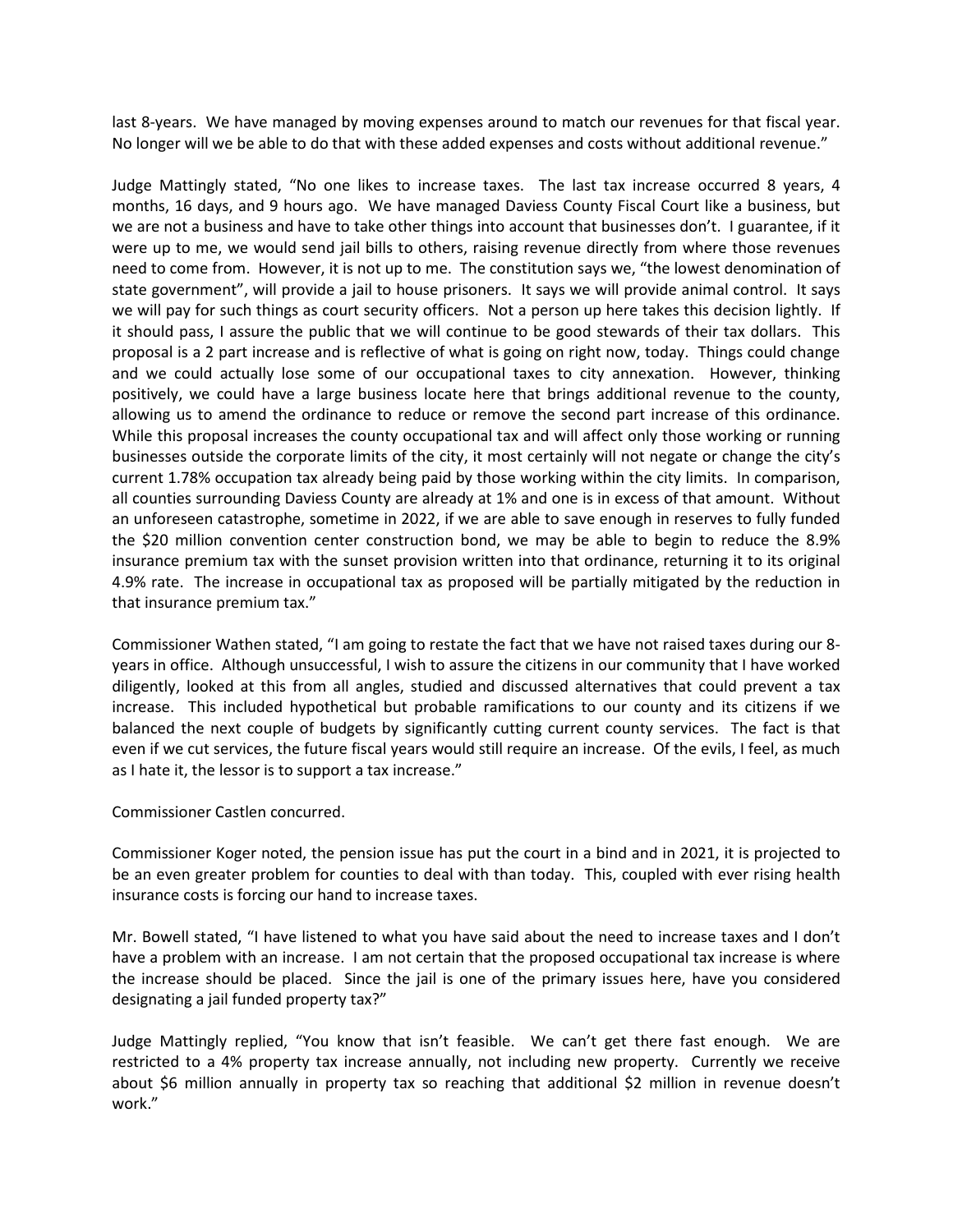last 8-years. We have managed by moving expenses around to match our revenues for that fiscal year. No longer will we be able to do that with these added expenses and costs without additional revenue."

Judge Mattingly stated, "No one likes to increase taxes. The last tax increase occurred 8 years, 4 months, 16 days, and 9 hours ago. We have managed Daviess County Fiscal Court like a business, but we are not a business and have to take other things into account that businesses don't. I guarantee, if it were up to me, we would send jail bills to others, raising revenue directly from where those revenues need to come from. However, it is not up to me. The constitution says we, "the lowest denomination of state government", will provide a jail to house prisoners. It says we will provide animal control. It says we will pay for such things as court security officers. Not a person up here takes this decision lightly. If it should pass, I assure the public that we will continue to be good stewards of their tax dollars. This proposal is a 2 part increase and is reflective of what is going on right now, today. Things could change and we could actually lose some of our occupational taxes to city annexation. However, thinking positively, we could have a large business locate here that brings additional revenue to the county, allowing us to amend the ordinance to reduce or remove the second part increase of this ordinance. While this proposal increases the county occupational tax and will affect only those working or running businesses outside the corporate limits of the city, it most certainly will not negate or change the city's current 1.78% occupation tax already being paid by those working within the city limits. In comparison, all counties surrounding Daviess County are already at 1% and one is in excess of that amount. Without an unforeseen catastrophe, sometime in 2022, if we are able to save enough in reserves to fully funded the $20 million convention center construction bond, we may be able to begin to reduce the 8.9% insurance premium tax with the sunset provision written into that ordinance, returning it to its original 4.9% rate. The increase in occupational tax as proposed will be partially mitigated by the reduction in that insurance premium tax."

Commissioner Wathen stated, "I am going to restate the fact that we have not raised taxes during our 8-years in office. Although unsuccessful, I wish to assure the citizens in our community that I have worked diligently, looked at this from all angles, studied and discussed alternatives that could prevent a tax increase. This included hypothetical but probable ramifications to our county and its citizens if we balanced the next couple of budgets by significantly cutting current county services. The fact is that even if we cut services, the future fiscal years would still require an increase. Of the evils, I feel, as much as I hate it, the lessor is to support a tax increase."

Commissioner Castlen concurred.

Commissioner Koger noted, the pension issue has put the court in a bind and in 2021, it is projected to be an even greater problem for counties to deal with than today. This, coupled with ever rising health insurance costs is forcing our hand to increase taxes.

Mr. Bowell stated, "I have listened to what you have said about the need to increase taxes and I don't have a problem with an increase. I am not certain that the proposed occupational tax increase is where the increase should be placed. Since the jail is one of the primary issues here, have you considered designating a jail funded property tax?"

Judge Mattingly replied, "You know that isn't feasible. We can't get there fast enough. We are restricted to a 4% property tax increase annually, not including new property. Currently we receive about $6 million annually in property tax so reaching that additional $2 million in revenue doesn't work."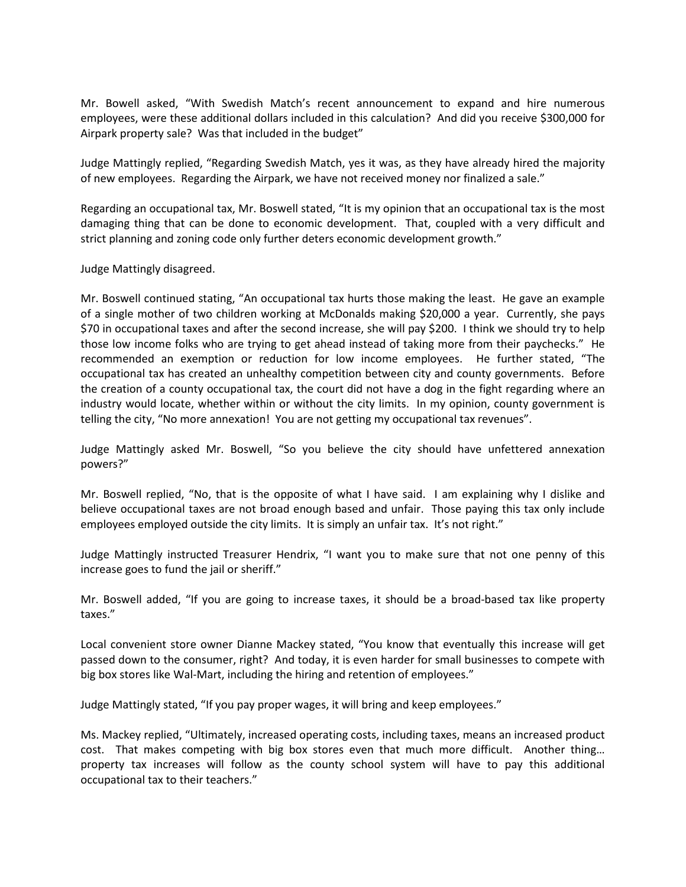Mr. Bowell asked, "With Swedish Match's recent announcement to expand and hire numerous employees, were these additional dollars included in this calculation? And did you receive $300,000 for Airpark property sale? Was that included in the budget"

Judge Mattingly replied, "Regarding Swedish Match, yes it was, as they have already hired the majority of new employees. Regarding the Airpark, we have not received money nor finalized a sale."

Regarding an occupational tax, Mr. Boswell stated, "It is my opinion that an occupational tax is the most damaging thing that can be done to economic development. That, coupled with a very difficult and strict planning and zoning code only further deters economic development growth."

Judge Mattingly disagreed.

Mr. Boswell continued stating, "An occupational tax hurts those making the least. He gave an example of a single mother of two children working at McDonalds making $20,000 a year. Currently, she pays $70 in occupational taxes and after the second increase, she will pay $200. I think we should try to help those low income folks who are trying to get ahead instead of taking more from their paychecks." He recommended an exemption or reduction for low income employees. He further stated, "The occupational tax has created an unhealthy competition between city and county governments. Before the creation of a county occupational tax, the court did not have a dog in the fight regarding where an industry would locate, whether within or without the city limits. In my opinion, county government is telling the city, "No more annexation! You are not getting my occupational tax revenues".

Judge Mattingly asked Mr. Boswell, "So you believe the city should have unfettered annexation powers?"

Mr. Boswell replied, "No, that is the opposite of what I have said. I am explaining why I dislike and believe occupational taxes are not broad enough based and unfair. Those paying this tax only include employees employed outside the city limits. It is simply an unfair tax. It's not right."

Judge Mattingly instructed Treasurer Hendrix, "I want you to make sure that not one penny of this increase goes to fund the jail or sheriff."

Mr. Boswell added, "If you are going to increase taxes, it should be a broad-based tax like property taxes."

Local convenient store owner Dianne Mackey stated, "You know that eventually this increase will get passed down to the consumer, right? And today, it is even harder for small businesses to compete with big box stores like Wal-Mart, including the hiring and retention of employees."

Judge Mattingly stated, "If you pay proper wages, it will bring and keep employees."

Ms. Mackey replied, "Ultimately, increased operating costs, including taxes, means an increased product cost. That makes competing with big box stores even that much more difficult. Another thing… property tax increases will follow as the county school system will have to pay this additional occupational tax to their teachers."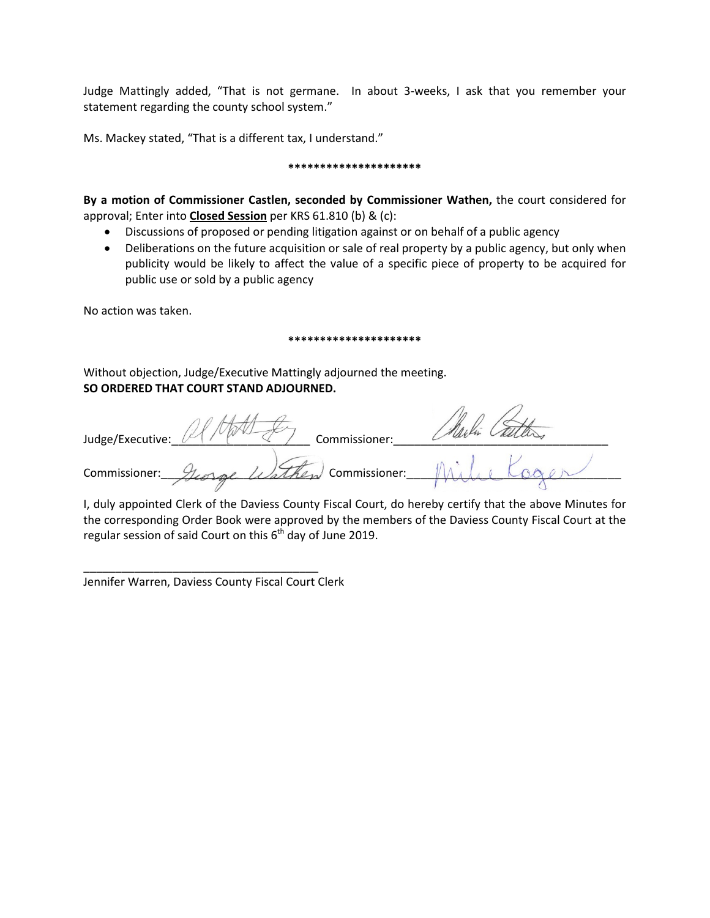Judge Mattingly added, "That is not germane. In about 3-weeks, I ask that you remember your statement regarding the county school system."

Ms. Mackey stated, "That is a different tax, I understand."

*********************

**By a motion of Commissioner Castlen, seconded by Commissioner Wathen,** the court considered for approval; Enter into **<u>Closed Session</u>** per KRS 61.810 (b) & (c):

- Discussions of proposed or pending litigation against or on behalf of a public agency
- Deliberations on the future acquisition or sale of real property by a public agency, but only when publicity would be likely to affect the value of a specific piece of property to be acquired for public use or sold by a public agency

No action was taken.

*********************

Without objection, Judge/Executive Mattingly adjourned the meeting.
**SO ORDERED THAT COURT STAND ADJOURNED.**

Judge/Executive: ____________________ Commissioner: ____________________

Commissioner: ____________________ Commissioner: ____________________

I, duly appointed Clerk of the Daviess County Fiscal Court, do hereby certify that the above Minutes for the corresponding Order Book were approved by the members of the Daviess County Fiscal Court at the regular session of said Court on this 6th day of June 2019.

____________________________________
Jennifer Warren, Daviess County Fiscal Court Clerk